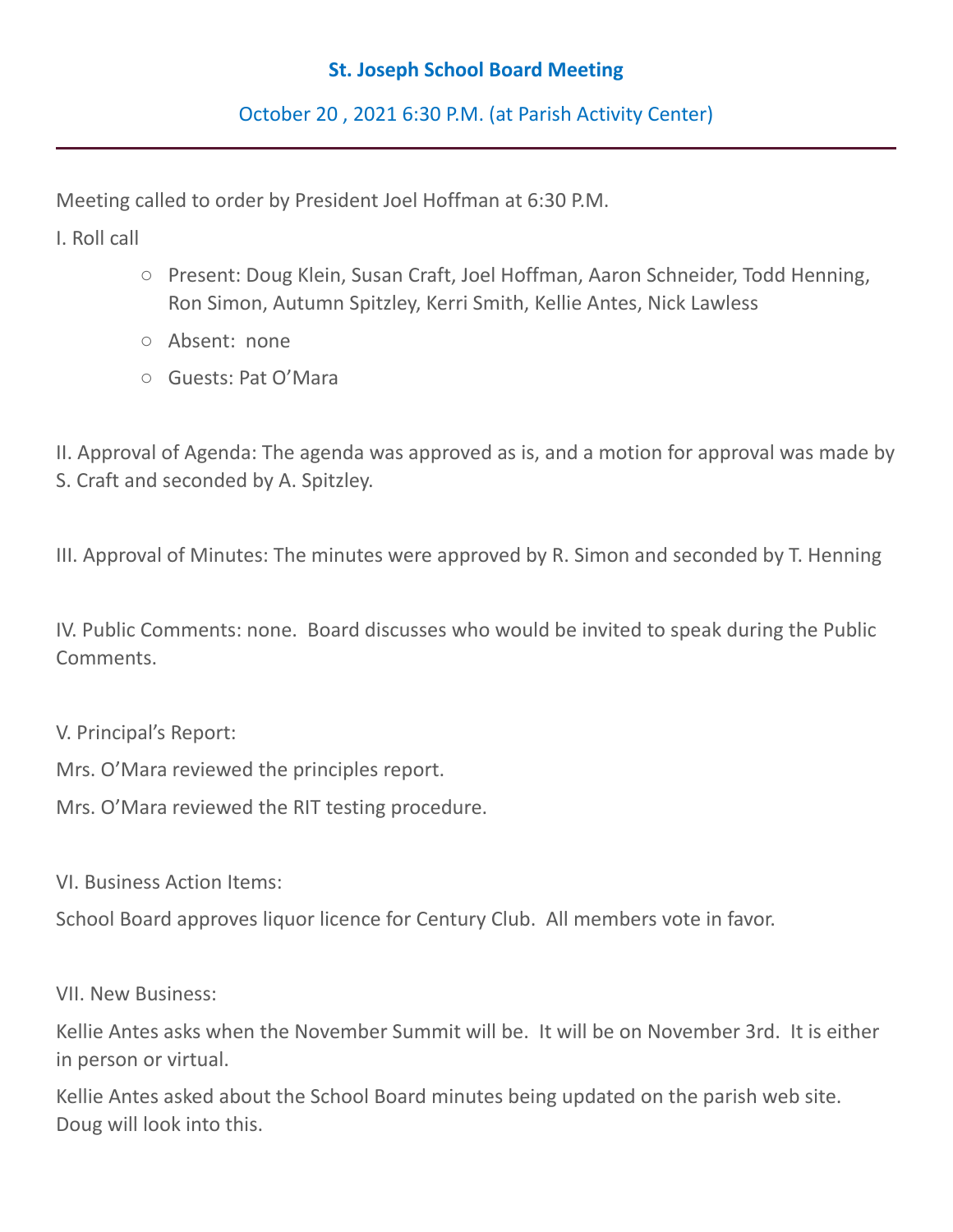# St. Joseph School Board Meeting

## October 20 , 2021 6:30 P.M. (at Parish Activity Center)

---

Meeting called to order by President Joel Hoffman at 6:30 P.M.

I. Roll call

- Present: Doug Klein, Susan Craft, Joel Hoffman, Aaron Schneider, Todd Henning, Ron Simon, Autumn Spitzley, Kerri Smith, Kellie Antes, Nick Lawless
- Absent: none
- Guests: Pat O'Mara

II. Approval of Agenda: The agenda was approved as is, and a motion for approval was made by S. Craft and seconded by A. Spitzley.

III. Approval of Minutes: The minutes were approved by R. Simon and seconded by T. Henning

IV. Public Comments: none. Board discusses who would be invited to speak during the Public Comments.

V. Principal's Report:

Mrs. O'Mara reviewed the principles report.

Mrs. O'Mara reviewed the RIT testing procedure.

VI. Business Action Items:

School Board approves liquor licence for Century Club. All members vote in favor.

VII. New Business:

Kellie Antes asks when the November Summit will be. It will be on November 3rd. It is either in person or virtual.

Kellie Antes asked about the School Board minutes being updated on the parish web site. Doug will look into this.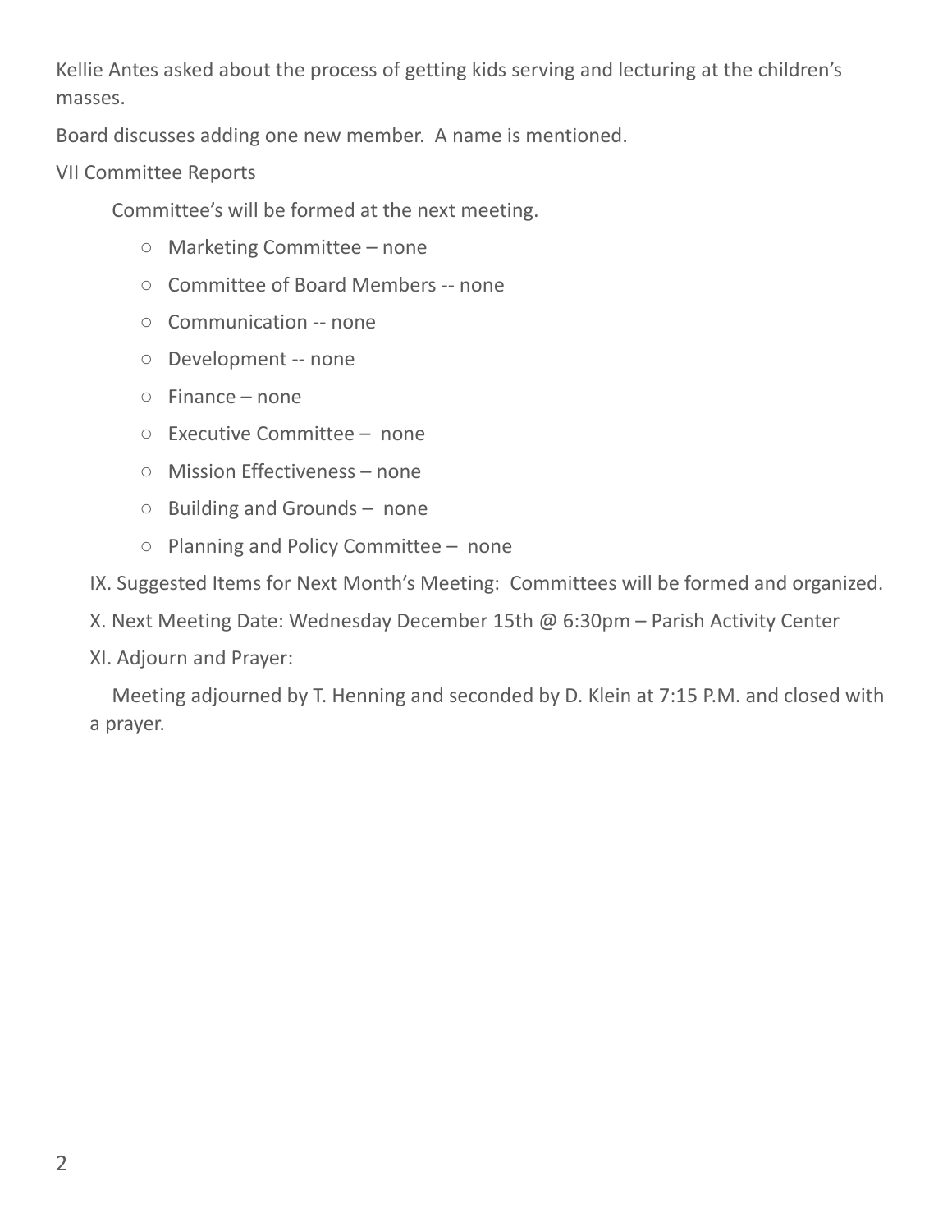Kellie Antes asked about the process of getting kids serving and lecturing at the children's masses.

Board discusses adding one new member. A name is mentioned.

VII Committee Reports

Committee's will be formed at the next meeting.

- Marketing Committee – none
- Committee of Board Members -- none
- Communication -- none
- Development -- none
- Finance – none
- Executive Committee – none
- Mission Effectiveness – none
- Building and Grounds – none
- Planning and Policy Committee – none

IX. Suggested Items for Next Month's Meeting: Committees will be formed and organized.

X. Next Meeting Date: Wednesday December 15th @ 6:30pm – Parish Activity Center

XI. Adjourn and Prayer:

Meeting adjourned by T. Henning and seconded by D. Klein at 7:15 P.M. and closed with a prayer.